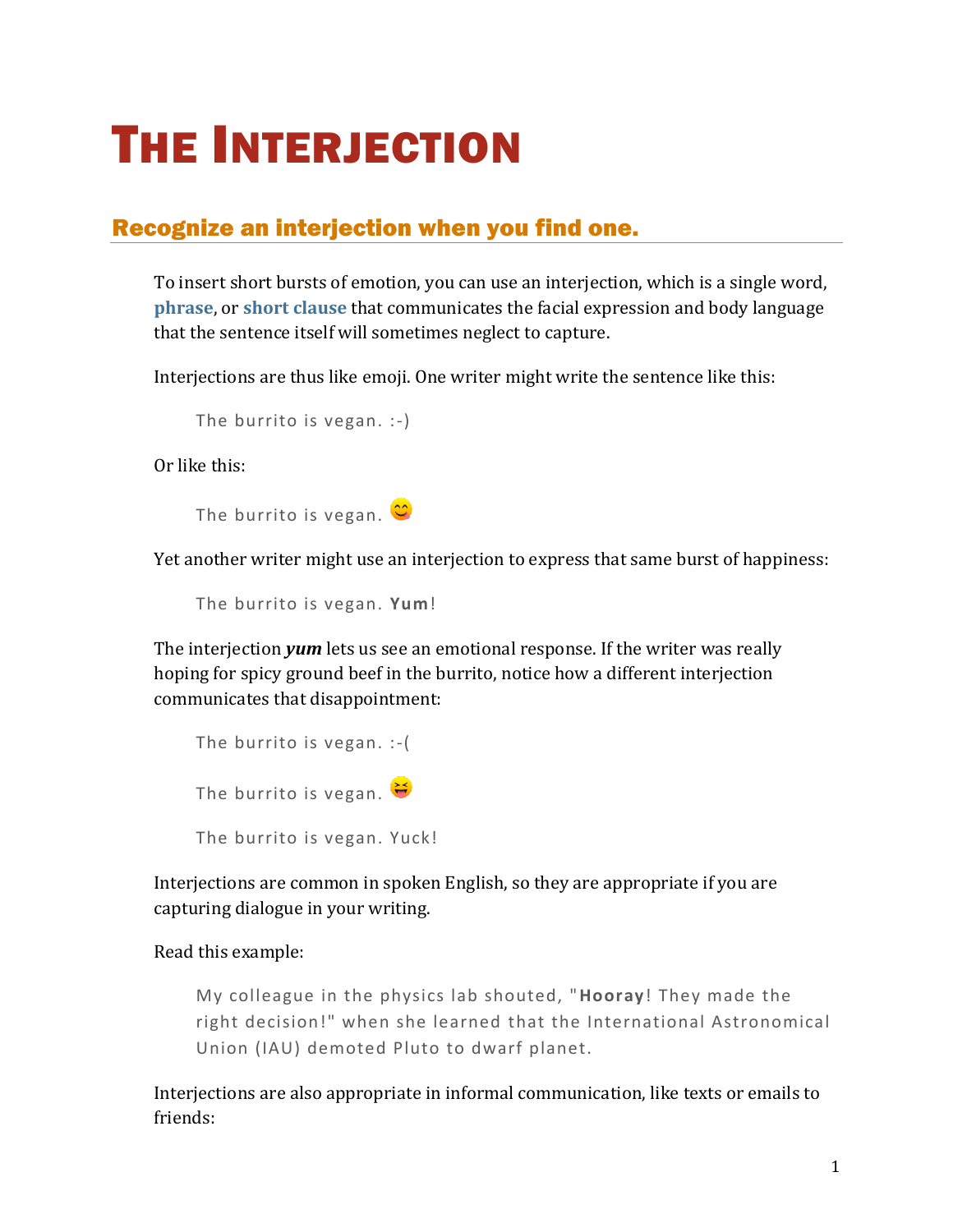# The Interjection

## Recognize an interjection when you find one.

To insert short bursts of emotion, you can use an interjection, which is a single word, **phrase**, or **short clause** that communicates the facial expression and body language that the sentence itself will sometimes neglect to capture.

Interjections are thus like emoji. One writer might write the sentence like this:

> The burrito is vegan. :-)

Or like this:

> The burrito is vegan. 😋

Yet another writer might use an interjection to express that same burst of happiness:

> The burrito is vegan. **Yum**!

The interjection ***yum*** lets us see an emotional response. If the writer was really hoping for spicy ground beef in the burrito, notice how a different interjection communicates that disappointment:

> The burrito is vegan. :-(

> The burrito is vegan. 😝

> The burrito is vegan. Yuck!

Interjections are common in spoken English, so they are appropriate if you are capturing dialogue in your writing.

Read this example:

> My colleague in the physics lab shouted, "**Hooray**! They made the right decision!" when she learned that the International Astronomical Union (IAU) demoted Pluto to dwarf planet.

Interjections are also appropriate in informal communication, like texts or emails to friends: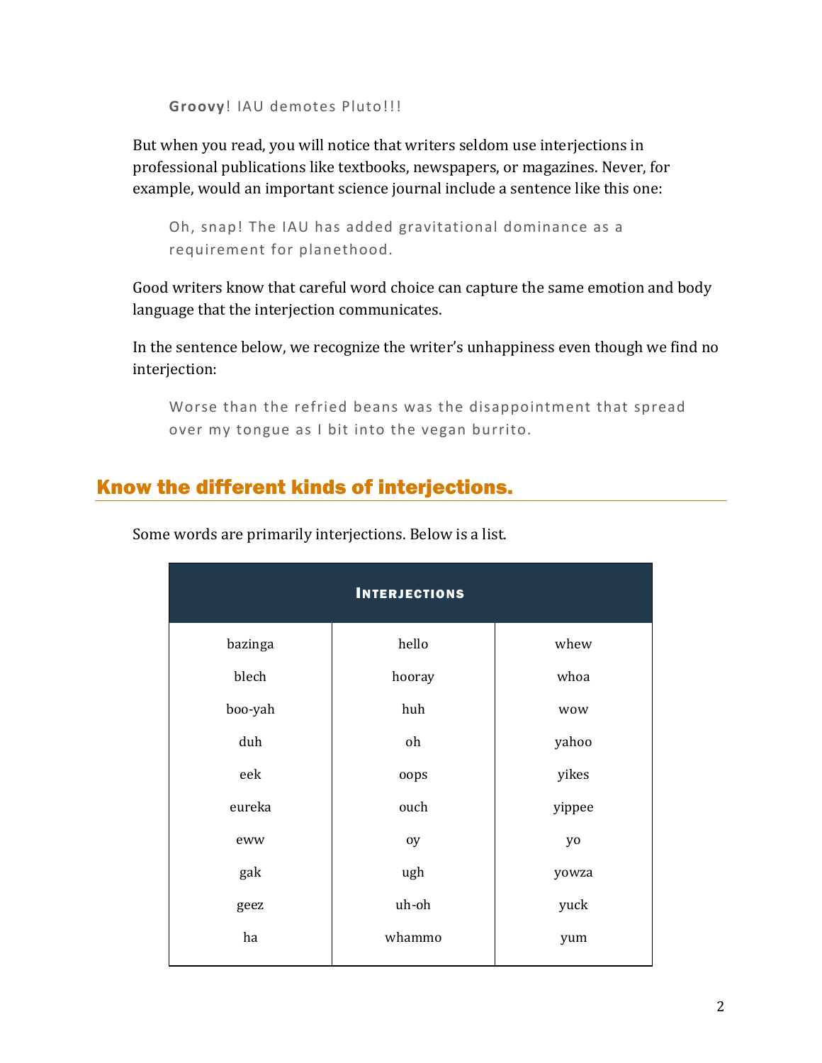> **Groovy**! IAU demotes Pluto!!!

But when you read, you will notice that writers seldom use interjections in professional publications like textbooks, newspapers, or magazines. Never, for example, would an important science journal include a sentence like this one:

> Oh, snap! The IAU has added gravitational dominance as a requirement for planethood.

Good writers know that careful word choice can capture the same emotion and body language that the interjection communicates.

In the sentence below, we recognize the writer's unhappiness even though we find no interjection:

> Worse than the refried beans was the disappointment that spread over my tongue as I bit into the vegan burrito.

## Know the different kinds of interjections.

Some words are primarily interjections. Below is a list.

| Interjections | | |
|---|---|---|
| bazinga | hello | whew |
| blech | hooray | whoa |
| boo-yah | huh | wow |
| duh | oh | yahoo |
| eek | oops | yikes |
| eureka | ouch | yippee |
| eww | oy | yo |
| gak | ugh | yowza |
| geez | uh-oh | yuck |
| ha | whammo | yum |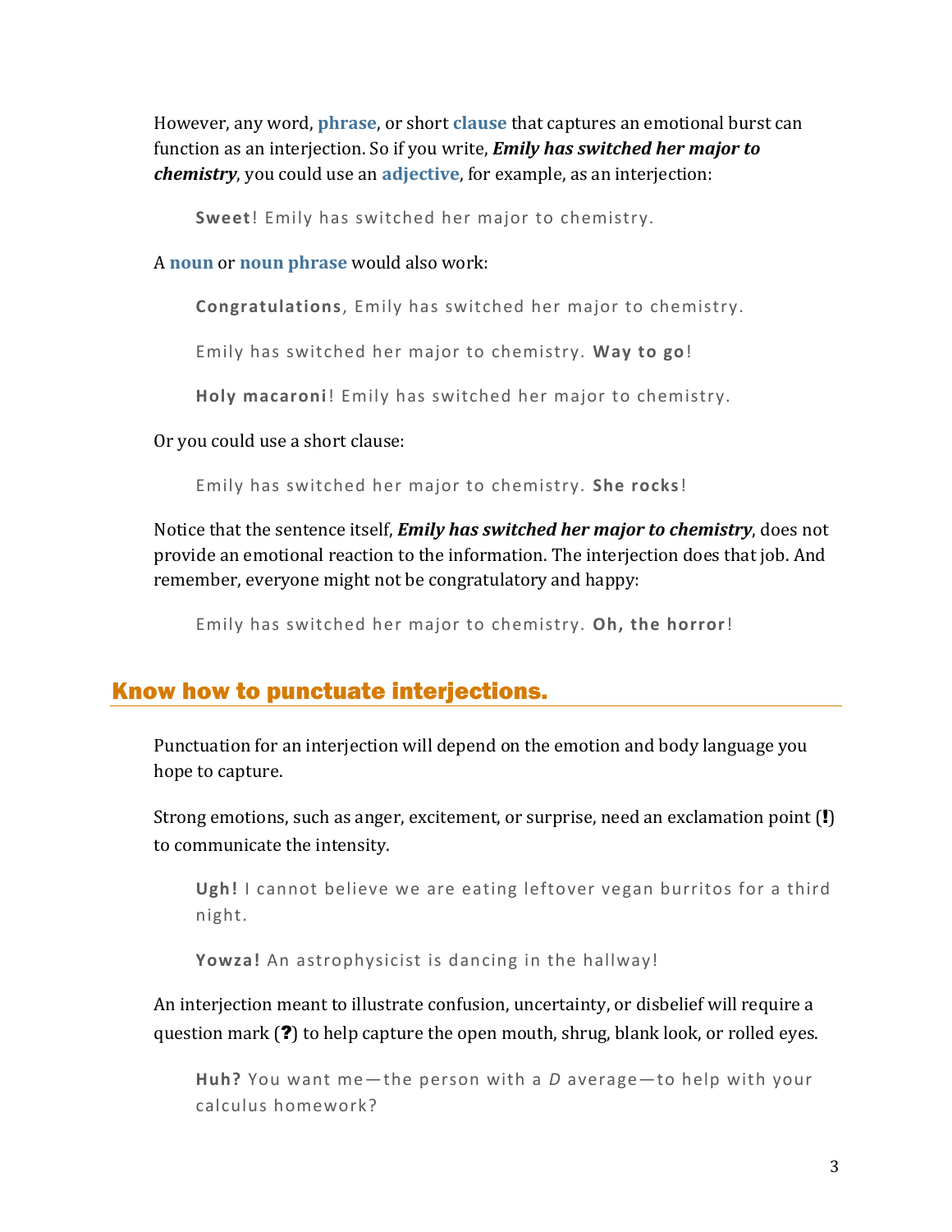However, any word, **phrase**, or short **clause** that captures an emotional burst can function as an interjection. So if you write, ***Emily has switched her major to chemistry***, you could use an **adjective**, for example, as an interjection:

> **Sweet**! Emily has switched her major to chemistry.

A **noun** or **noun phrase** would also work:

> **Congratulations**, Emily has switched her major to chemistry.

> Emily has switched her major to chemistry. **Way to go**!

> **Holy macaroni**! Emily has switched her major to chemistry.

Or you could use a short clause:

> Emily has switched her major to chemistry. **She rocks**!

Notice that the sentence itself, ***Emily has switched her major to chemistry***, does not provide an emotional reaction to the information. The interjection does that job. And remember, everyone might not be congratulatory and happy:

> Emily has switched her major to chemistry. **Oh, the horror**!

## Know how to punctuate interjections.

Punctuation for an interjection will depend on the emotion and body language you hope to capture.

Strong emotions, such as anger, excitement, or surprise, need an exclamation point (**!**) to communicate the intensity.

> **Ugh!** I cannot believe we are eating leftover vegan burritos for a third night.

> **Yowza!** An astrophysicist is dancing in the hallway!

An interjection meant to illustrate confusion, uncertainty, or disbelief will require a question mark (**?**) to help capture the open mouth, shrug, blank look, or rolled eyes.

> **Huh?** You want me—the person with a *D* average—to help with your calculus homework?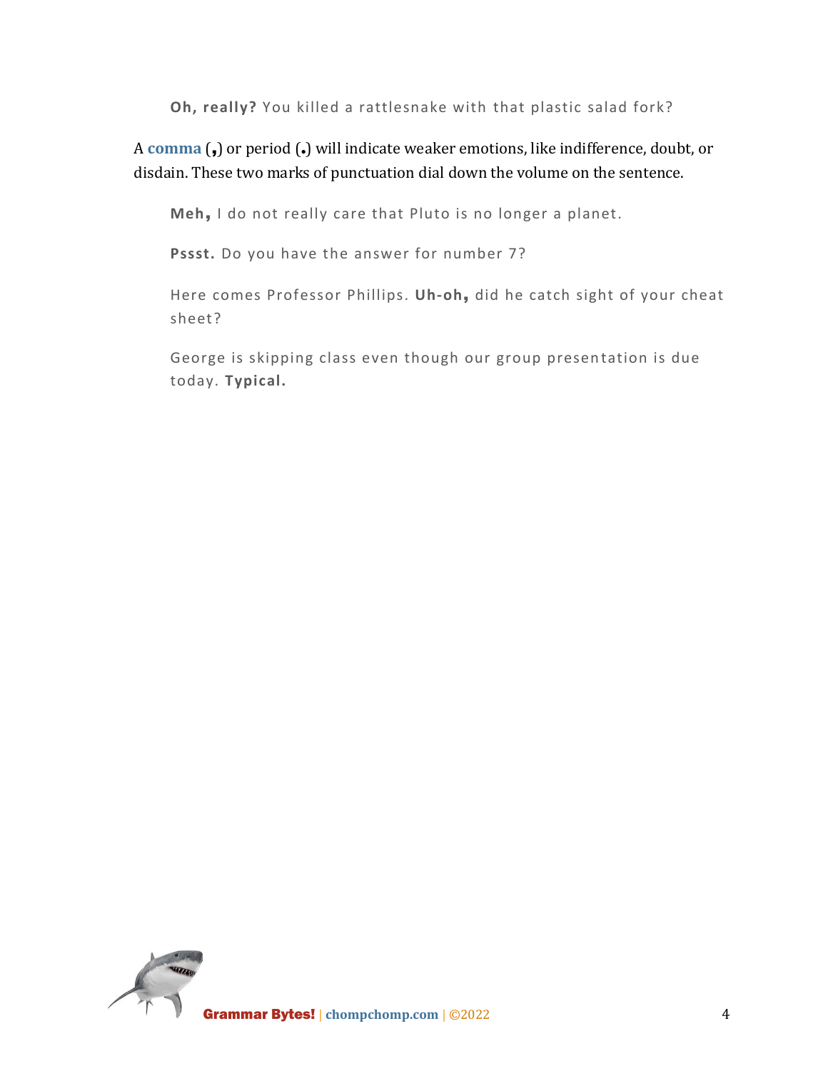**Oh, really?** You killed a rattlesnake with that plastic salad fork?

A **comma** (**,**) or period (**.**) will indicate weaker emotions, like indifference, doubt, or disdain. These two marks of punctuation dial down the volume on the sentence.

**Meh,** I do not really care that Pluto is no longer a planet.

**Pssst.** Do you have the answer for number 7?

Here comes Professor Phillips. **Uh-oh,** did he catch sight of your cheat sheet?

George is skipping class even though our group presentation is due today. **Typical.**